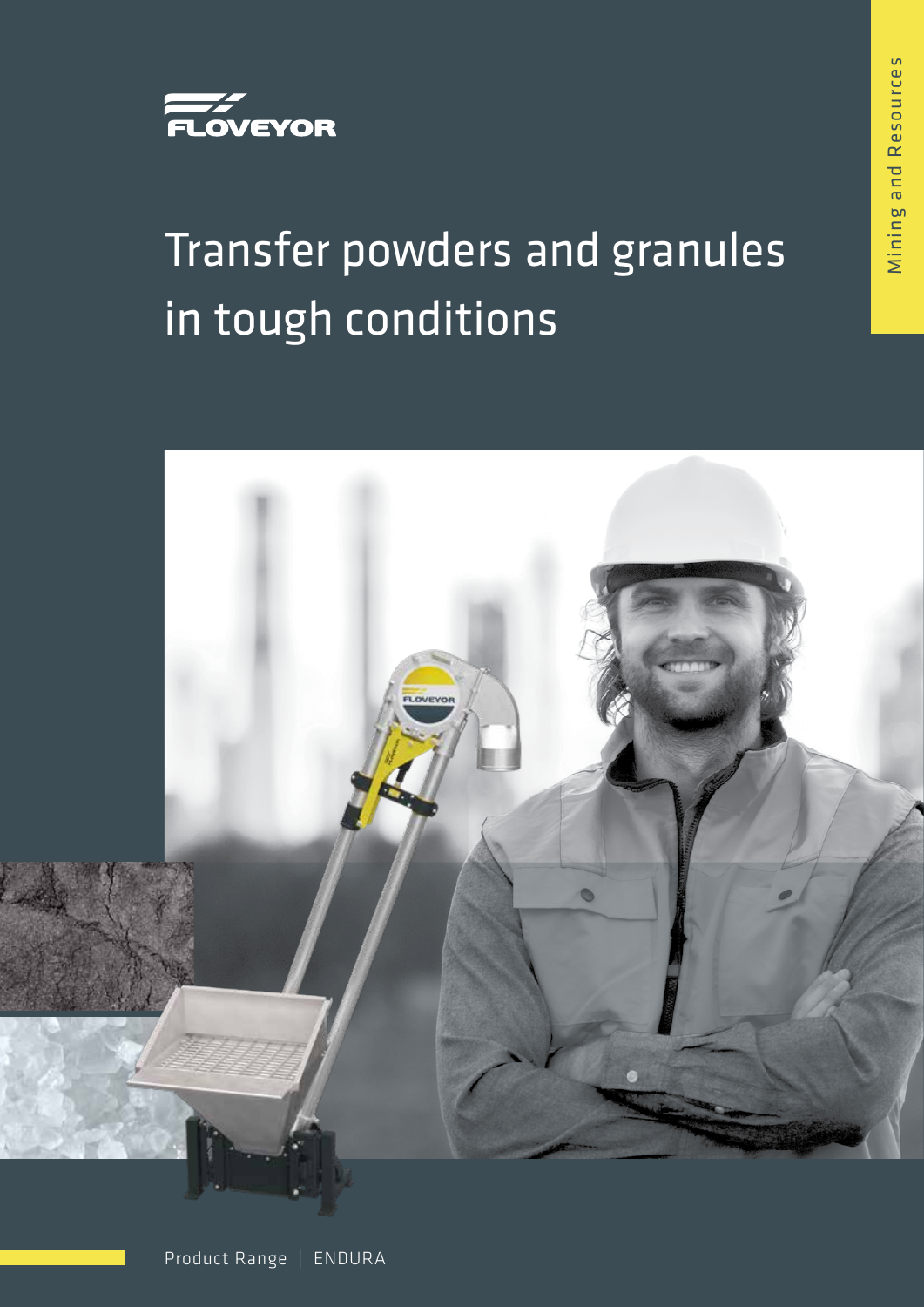FLOVEYOR

Mining and Resources

# Transfer powders and granules in tough conditions

Product Range | ENDURA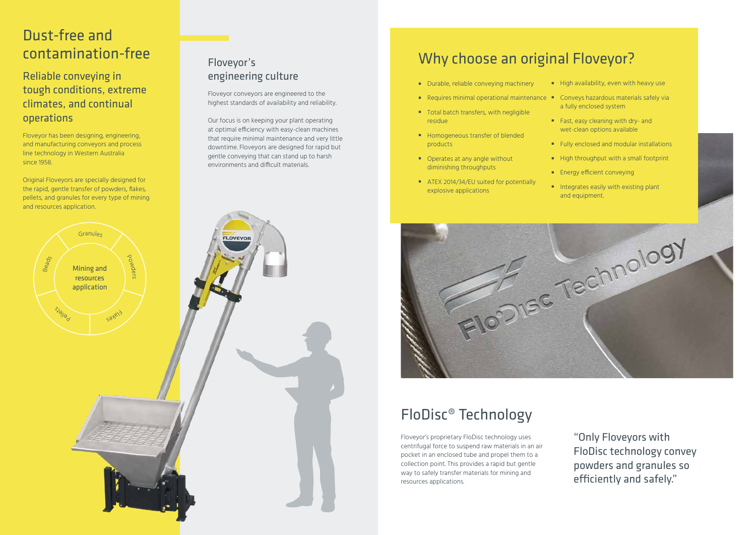# Dust-free and contamination-free

## Reliable conveying in tough conditions, extreme climates, and continual operations

Floveyor has been designing, engineering, and manufacturing conveyors and process line technology in Western Australia since 1958.

Original Floveyors are specially designed for the rapid, gentle transfer of powders, flakes, pellets, and granules for every type of mining and resources application.

Mining and resources application

Granules · Powders · Flakes · Pellets · Beads

## Floveyor's engineering culture

Floveyor conveyors are engineered to the highest standards of availability and reliability.

Our focus is on keeping your plant operating at optimal efficiency with easy-clean machines that require minimal maintenance and very little downtime. Floveyors are designed for rapid but gentle conveying that can stand up to harsh environments and difficult materials.

## Why choose an original Floveyor?

- Durable, reliable conveying machinery
- Requires minimal operational maintenance
- Total batch transfers, with negligible residue
- Homogeneous transfer of blended products
- Operates at any angle without diminishing throughputs
- ATEX 2014/34/EU suited for potentially explosive applications
- High availability, even with heavy use
- Conveys hazardous materials safely via a fully enclosed system
- Fast, easy cleaning with dry- and wet-clean options available
- Fully enclosed and modular installations
- High throughput with a small footprint
- Energy efficient conveying
- Integrates easily with existing plant and equipment.

## FloDisc® Technology

Floveyor's proprietary FloDisc technology uses centrifugal force to suspend raw materials in an air pocket in an enclosed tube and propel them to a collection point. This provides a rapid but gentle way to safely transfer materials for mining and resources applications.

"Only Floveyors with FloDisc technology convey powders and granules so efficiently and safely."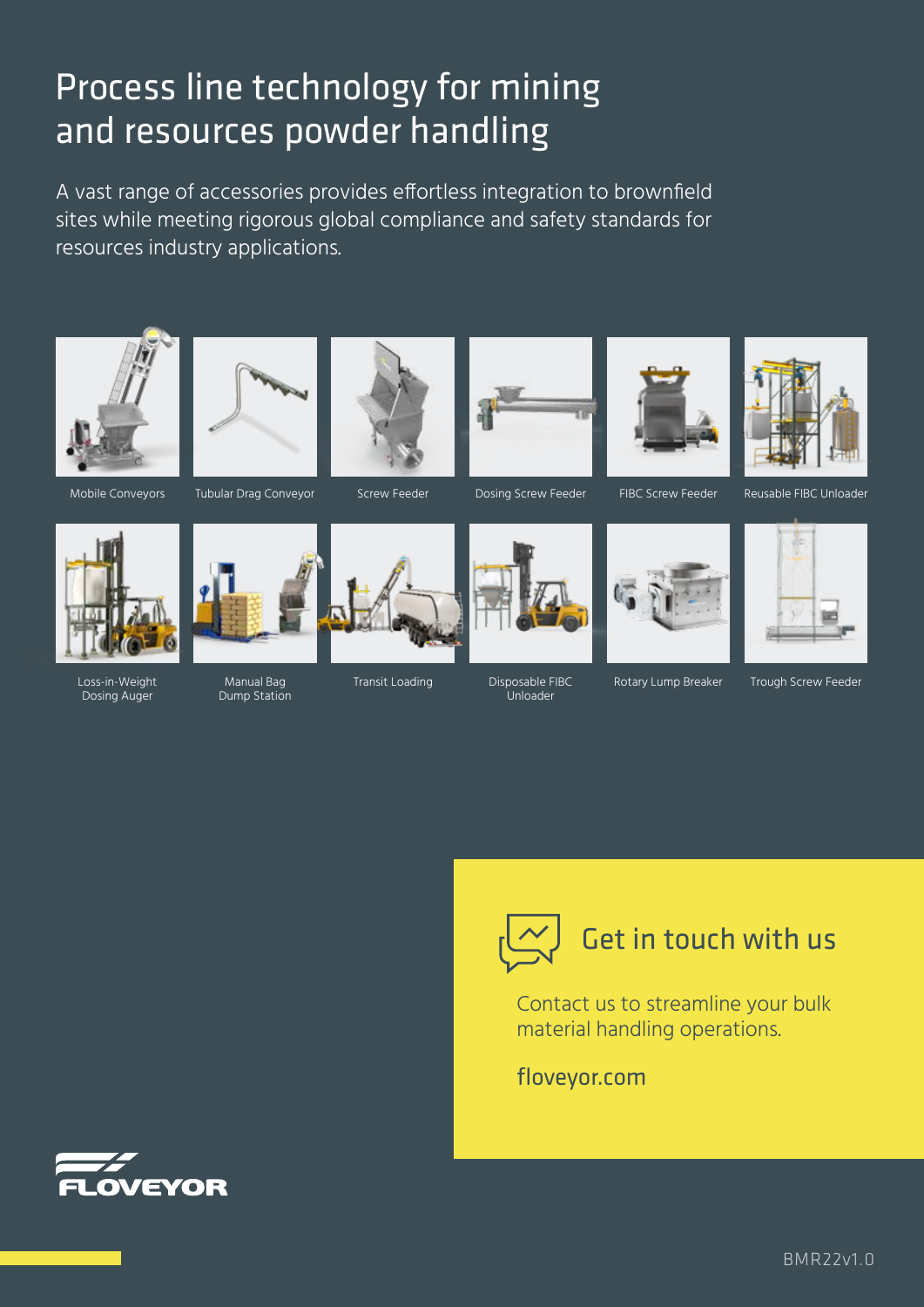# Process line technology for mining and resources powder handling

A vast range of accessories provides effortless integration to brownfield sites while meeting rigorous global compliance and safety standards for resources industry applications.

Mobile Conveyors

Tubular Drag Conveyor

Screw Feeder

Dosing Screw Feeder

FIBC Screw Feeder

Reusable FIBC Unloader

Loss-in-Weight Dosing Auger

Manual Bag Dump Station

Transit Loading

Disposable FIBC Unloader

Rotary Lump Breaker

Trough Screw Feeder

## Get in touch with us

Contact us to streamline your bulk material handling operations.

floveyor.com

FLOVEYOR

BMR22v1.0